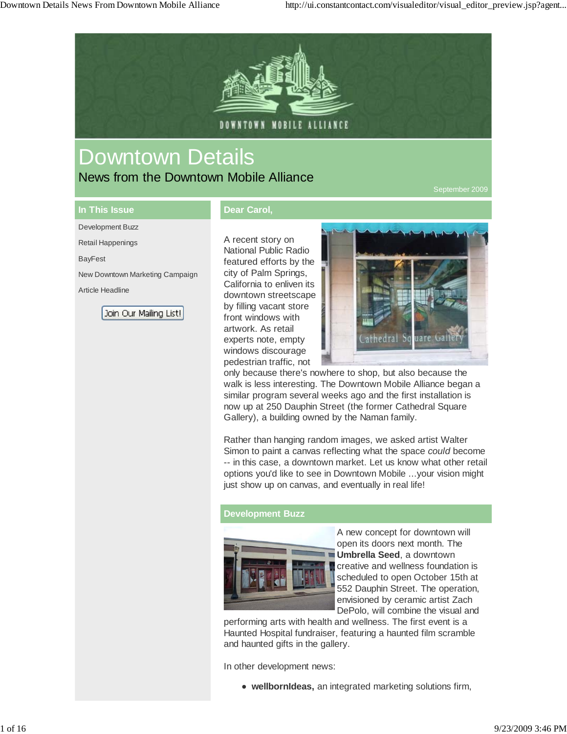# Downtown Details

News from the Downtown Mobile Alliance

September 2009

## In This Issue

- Development Buzz
- Retail Happenings
- BayFest
- New Downtown Marketing Campaign
- Article Headline

Join Our Mailing List!

## Dear Carol,

A recent story on National Public Radio featured efforts by the city of Palm Springs, California to enliven its downtown streetscape by filling vacant store front windows with artwork. As retail experts note, empty windows discourage pedestrian traffic, not only because there's nowhere to shop, but also because the walk is less interesting. The Downtown Mobile Alliance began a similar program several weeks ago and the first installation is now up at 250 Dauphin Street (the former Cathedral Square Gallery), a building owned by the Naman family.

Rather than hanging random images, we asked artist Walter Simon to paint a canvas reflecting what the space *could* become -- in this case, a downtown market. Let us know what other retail options you'd like to see in Downtown Mobile ...your vision might just show up on canvas, and eventually in real life!

## Development Buzz

A new concept for downtown will open its doors next month. The **Umbrella Seed**, a downtown creative and wellness foundation is scheduled to open October 15th at 552 Dauphin Street. The operation, envisioned by ceramic artist Zach DePolo, will combine the visual and performing arts with health and wellness. The first event is a Haunted Hospital fundraiser, featuring a haunted film scramble and haunted gifts in the gallery.

In other development news:

- **wellbornIdeas,** an integrated marketing solutions firm,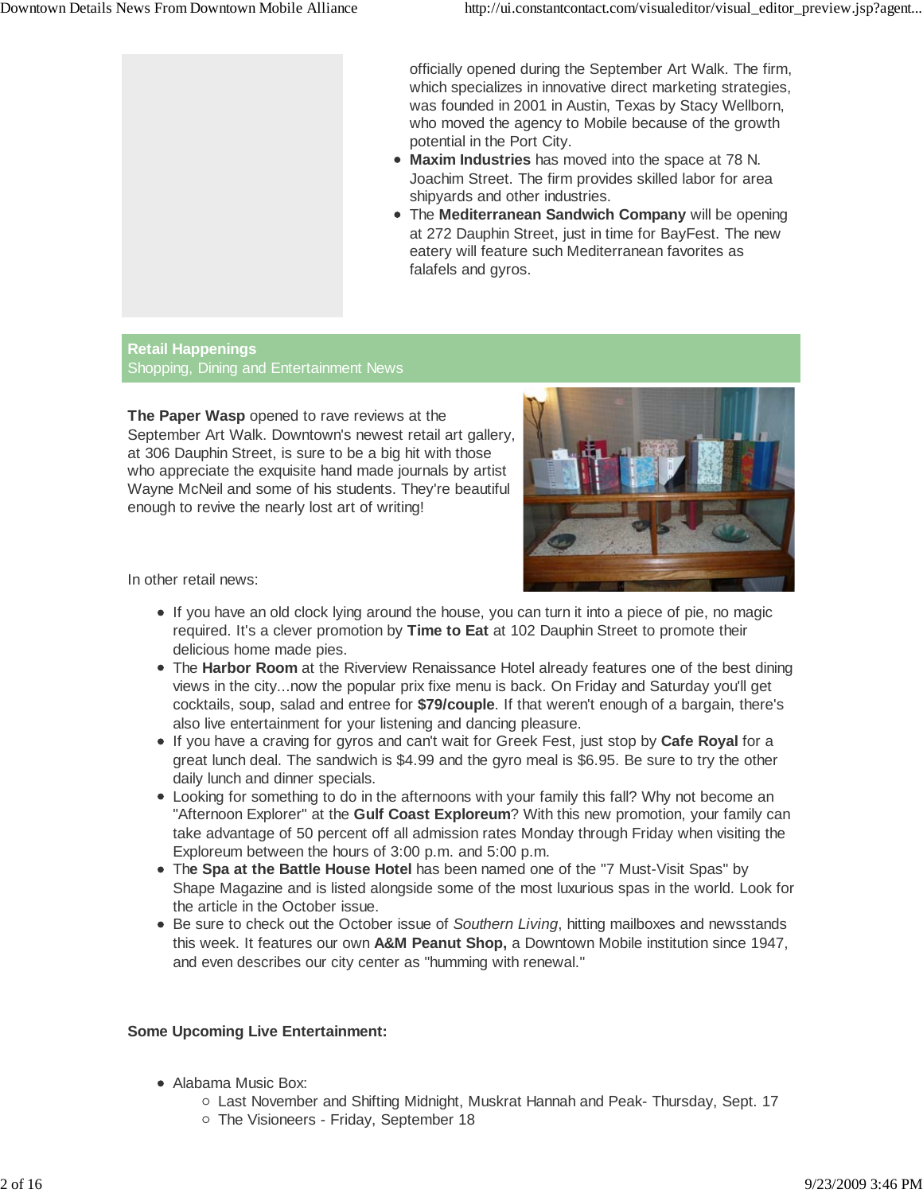officially opened during the September Art Walk. The firm, which specializes in innovative direct marketing strategies, was founded in 2001 in Austin, Texas by Stacy Wellborn, who moved the agency to Mobile because of the growth potential in the Port City.

- **Maxim Industries** has moved into the space at 78 N. Joachim Street. The firm provides skilled labor for area shipyards and other industries.
- The **Mediterranean Sandwich Company** will be opening at 272 Dauphin Street, just in time for BayFest. The new eatery will feature such Mediterranean favorites as falafels and gyros.

## Retail Happenings

Shopping, Dining and Entertainment News

**The Paper Wasp** opened to rave reviews at the September Art Walk. Downtown's newest retail art gallery, at 306 Dauphin Street, is sure to be a big hit with those who appreciate the exquisite hand made journals by artist Wayne McNeil and some of his students. They're beautiful enough to revive the nearly lost art of writing!

In other retail news:

- If you have an old clock lying around the house, you can turn it into a piece of pie, no magic required. It's a clever promotion by **Time to Eat** at 102 Dauphin Street to promote their delicious home made pies.
- The **Harbor Room** at the Riverview Renaissance Hotel already features one of the best dining views in the city...now the popular prix fixe menu is back. On Friday and Saturday you'll get cocktails, soup, salad and entree for **$79/couple**. If that weren't enough of a bargain, there's also live entertainment for your listening and dancing pleasure.
- If you have a craving for gyros and can't wait for Greek Fest, just stop by **Cafe Royal** for a great lunch deal. The sandwich is $4.99 and the gyro meal is $6.95. Be sure to try the other daily lunch and dinner specials.
- Looking for something to do in the afternoons with your family this fall? Why not become an "Afternoon Explorer" at the **Gulf Coast Exploreum**? With this new promotion, your family can take advantage of 50 percent off all admission rates Monday through Friday when visiting the Exploreum between the hours of 3:00 p.m. and 5:00 p.m.
- Th**e Spa at the Battle House Hotel** has been named one of the "7 Must-Visit Spas" by Shape Magazine and is listed alongside some of the most luxurious spas in the world. Look for the article in the October issue.
- Be sure to check out the October issue of *Southern Living*, hitting mailboxes and newsstands this week. It features our own **A&M Peanut Shop,** a Downtown Mobile institution since 1947, and even describes our city center as "humming with renewal."

**Some Upcoming Live Entertainment:**

- Alabama Music Box:
  - Last November and Shifting Midnight, Muskrat Hannah and Peak- Thursday, Sept. 17
  - The Visioneers - Friday, September 18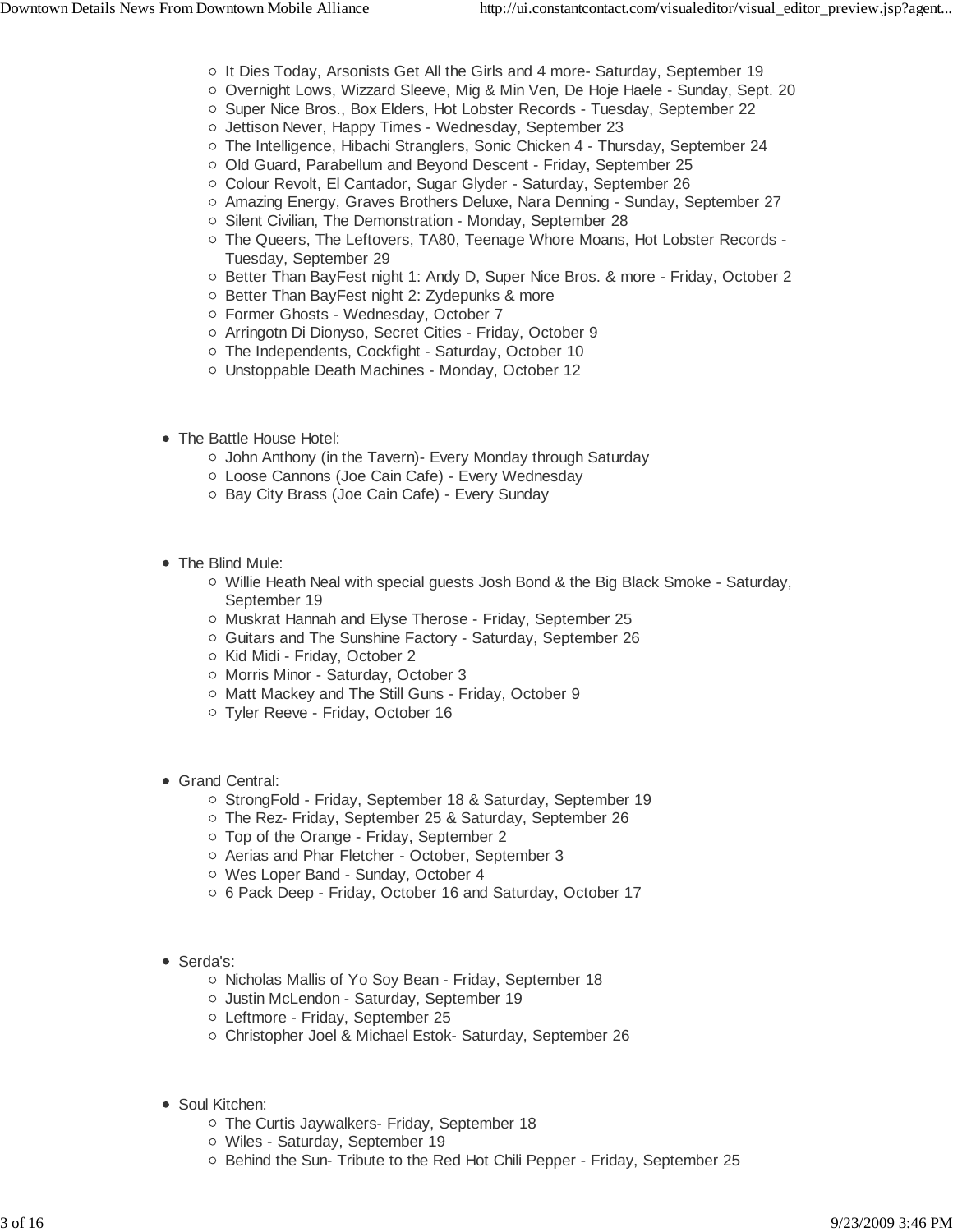- It Dies Today, Arsonists Get All the Girls and 4 more- Saturday, September 19
  - Overnight Lows, Wizzard Sleeve, Mig & Min Ven, De Hoje Haele - Sunday, Sept. 20
  - Super Nice Bros., Box Elders, Hot Lobster Records - Tuesday, September 22
  - Jettison Never, Happy Times - Wednesday, September 23
  - The Intelligence, Hibachi Stranglers, Sonic Chicken 4 - Thursday, September 24
  - Old Guard, Parabellum and Beyond Descent - Friday, September 25
  - Colour Revolt, El Cantador, Sugar Glyder - Saturday, September 26
  - Amazing Energy, Graves Brothers Deluxe, Nara Denning - Sunday, September 27
  - Silent Civilian, The Demonstration - Monday, September 28
  - The Queers, The Leftovers, TA80, Teenage Whore Moans, Hot Lobster Records - Tuesday, September 29
  - Better Than BayFest night 1: Andy D, Super Nice Bros. & more - Friday, October 2
  - Better Than BayFest night 2: Zydepunks & more
  - Former Ghosts - Wednesday, October 7
  - Arringotn Di Dionyso, Secret Cities - Friday, October 9
  - The Independents, Cockfight - Saturday, October 10
  - Unstoppable Death Machines - Monday, October 12

- The Battle House Hotel:
  - John Anthony (in the Tavern)- Every Monday through Saturday
  - Loose Cannons (Joe Cain Cafe) - Every Wednesday
  - Bay City Brass (Joe Cain Cafe) - Every Sunday

- The Blind Mule:
  - Willie Heath Neal with special guests Josh Bond & the Big Black Smoke - Saturday, September 19
  - Muskrat Hannah and Elyse Therose - Friday, September 25
  - Guitars and The Sunshine Factory - Saturday, September 26
  - Kid Midi - Friday, October 2
  - Morris Minor - Saturday, October 3
  - Matt Mackey and The Still Guns - Friday, October 9
  - Tyler Reeve - Friday, October 16

- Grand Central:
  - StrongFold - Friday, September 18 & Saturday, September 19
  - The Rez- Friday, September 25 & Saturday, September 26
  - Top of the Orange - Friday, September 2
  - Aerias and Phar Fletcher - October, September 3
  - Wes Loper Band - Sunday, October 4
  - 6 Pack Deep - Friday, October 16 and Saturday, October 17

- Serda's:
  - Nicholas Mallis of Yo Soy Bean - Friday, September 18
  - Justin McLendon - Saturday, September 19
  - Leftmore - Friday, September 25
  - Christopher Joel & Michael Estok- Saturday, September 26

- Soul Kitchen:
  - The Curtis Jaywalkers- Friday, September 18
  - Wiles - Saturday, September 19
  - Behind the Sun- Tribute to the Red Hot Chili Pepper - Friday, September 25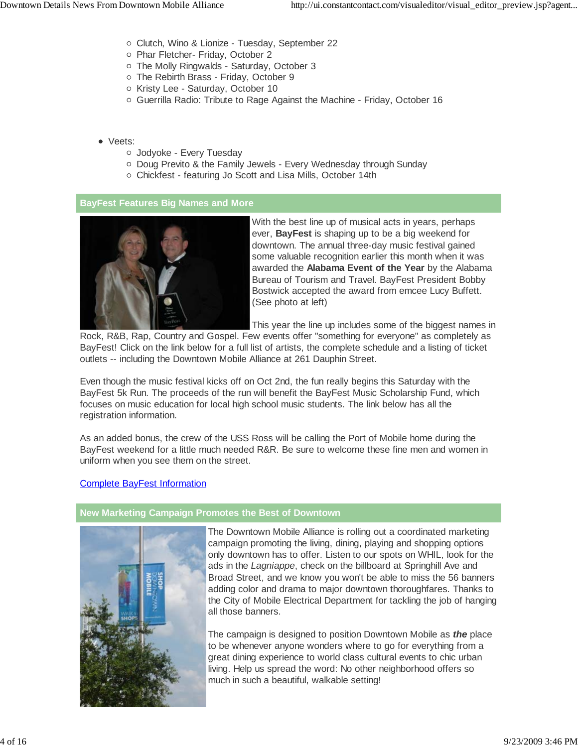- Clutch, Wino & Lionize - Tuesday, September 22
  - Phar Fletcher- Friday, October 2
  - The Molly Ringwalds - Saturday, October 3
  - The Rebirth Brass - Friday, October 9
  - Kristy Lee - Saturday, October 10
  - Guerrilla Radio: Tribute to Rage Against the Machine - Friday, October 16

- Veets:
  - Jodyoke - Every Tuesday
  - Doug Previto & the Family Jewels - Every Wednesday through Sunday
  - Chickfest - featuring Jo Scott and Lisa Mills, October 14th

## BayFest Features Big Names and More

With the best line up of musical acts in years, perhaps ever, **BayFest** is shaping up to be a big weekend for downtown. The annual three-day music festival gained some valuable recognition earlier this month when it was awarded the **Alabama Event of the Year** by the Alabama Bureau of Tourism and Travel. BayFest President Bobby Bostwick accepted the award from emcee Lucy Buffett. (See photo at left)

This year the line up includes some of the biggest names in Rock, R&B, Rap, Country and Gospel. Few events offer "something for everyone" as completely as BayFest! Click on the link below for a full list of artists, the complete schedule and a listing of ticket outlets -- including the Downtown Mobile Alliance at 261 Dauphin Street.

Even though the music festival kicks off on Oct 2nd, the fun really begins this Saturday with the BayFest 5k Run. The proceeds of the run will benefit the BayFest Music Scholarship Fund, which focuses on music education for local high school music students. The link below has all the registration information.

As an added bonus, the crew of the USS Ross will be calling the Port of Mobile home during the BayFest weekend for a little much needed R&R. Be sure to welcome these fine men and women in uniform when you see them on the street.

Complete BayFest Information

## New Marketing Campaign Promotes the Best of Downtown

The Downtown Mobile Alliance is rolling out a coordinated marketing campaign promoting the living, dining, playing and shopping options only downtown has to offer. Listen to our spots on WHIL, look for the ads in the *Lagniappe*, check on the billboard at Springhill Ave and Broad Street, and we know you won't be able to miss the 56 banners adding color and drama to major downtown thoroughfares. Thanks to the City of Mobile Electrical Department for tackling the job of hanging all those banners.

The campaign is designed to position Downtown Mobile as ***the*** place to be whenever anyone wonders where to go for everything from a great dining experience to world class cultural events to chic urban living. Help us spread the word: No other neighborhood offers so much in such a beautiful, walkable setting!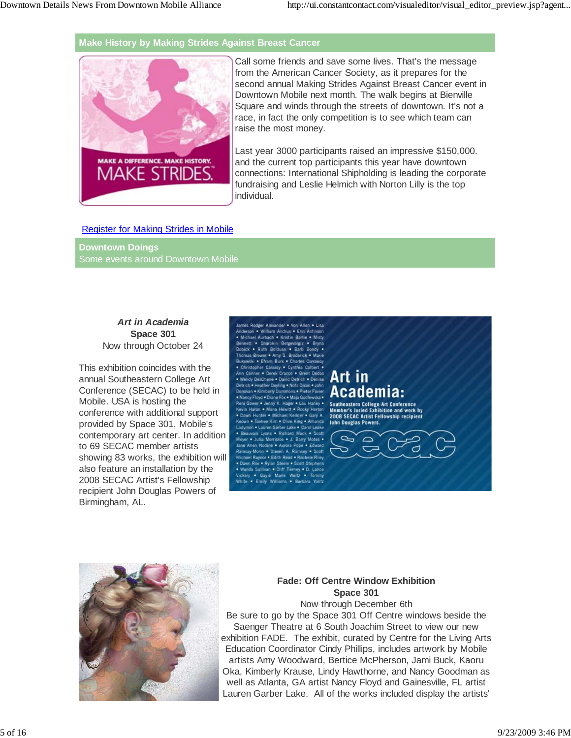## Make History by Making Strides Against Breast Cancer

Call some friends and save some lives. That's the message from the American Cancer Society, as it prepares for the second annual Making Strides Against Breast Cancer event in Downtown Mobile next month. The walk begins at Bienville Square and winds through the streets of downtown. It's not a race, in fact the only competition is to see which team can raise the most money.

Last year 3000 participants raised an impressive $150,000. and the current top participants this year have downtown connections: International Shipholding is leading the corporate fundraising and Leslie Helmich with Norton Lilly is the top individual.

Register for Making Strides in Mobile

## Downtown Doings

Some events around Downtown Mobile

***Art in Academia***
**Space 301**
Now through October 24

This exhibition coincides with the annual Southeastern College Art Conference (SECAC) to be held in Mobile. USA is hosting the conference with additional support provided by Space 301, Mobile's contemporary art center. In addition to 69 SECAC member artists showing 83 works, the exhibition will also feature an installation by the 2008 SECAC Artist's Fellowship recipient John Douglas Powers of Birmingham, AL.

**Fade: Off Centre Window Exhibition**
**Space 301**
Now through December 6th

Be sure to go by the Space 301 Off Centre windows beside the Saenger Theatre at 6 South Joachim Street to view our new exhibition FADE. The exhibit, curated by Centre for the Living Arts Education Coordinator Cindy Phillips, includes artwork by Mobile artists Amy Woodward, Bertice McPherson, Jami Buck, Kaoru Oka, Kimberly Krause, Lindy Hawthorne, and Nancy Goodman as well as Atlanta, GA artist Nancy Floyd and Gainesville, FL artist Lauren Garber Lake. All of the works included display the artists'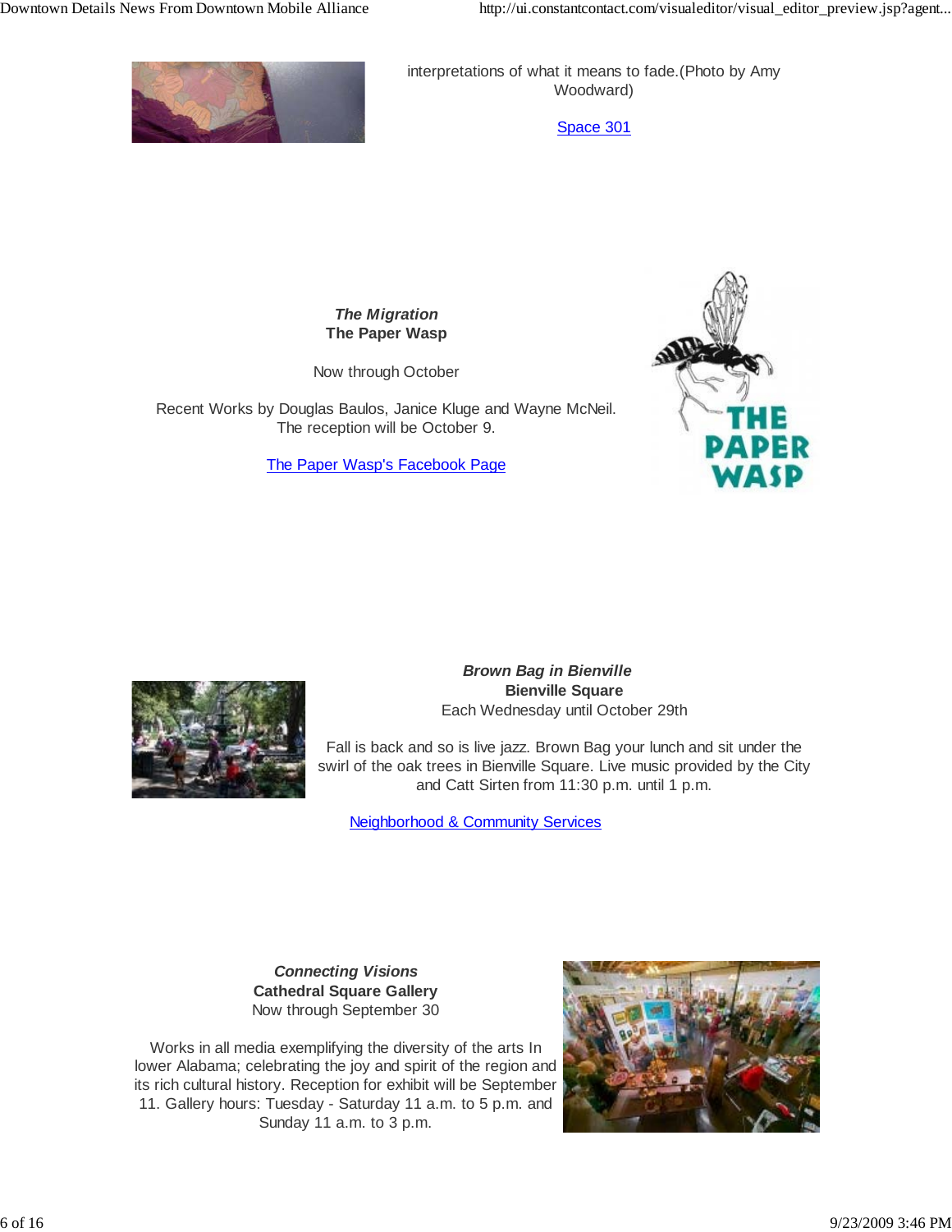interpretations of what it means to fade.(Photo by Amy Woodward)

[Space 301]

***The Migration***
**The Paper Wasp**

Now through October

Recent Works by Douglas Baulos, Janice Kluge and Wayne McNeil. The reception will be October 9.

[The Paper Wasp's Facebook Page]

***Brown Bag in Bienville***
**Bienville Square**
Each Wednesday until October 29th

Fall is back and so is live jazz. Brown Bag your lunch and sit under the swirl of the oak trees in Bienville Square. Live music provided by the City and Catt Sirten from 11:30 p.m. until 1 p.m.

[Neighborhood & Community Services]

***Connecting Visions***
**Cathedral Square Gallery**
Now through September 30

Works in all media exemplifying the diversity of the arts In lower Alabama; celebrating the joy and spirit of the region and its rich cultural history. Reception for exhibit will be September 11. Gallery hours: Tuesday - Saturday 11 a.m. to 5 p.m. and Sunday 11 a.m. to 3 p.m.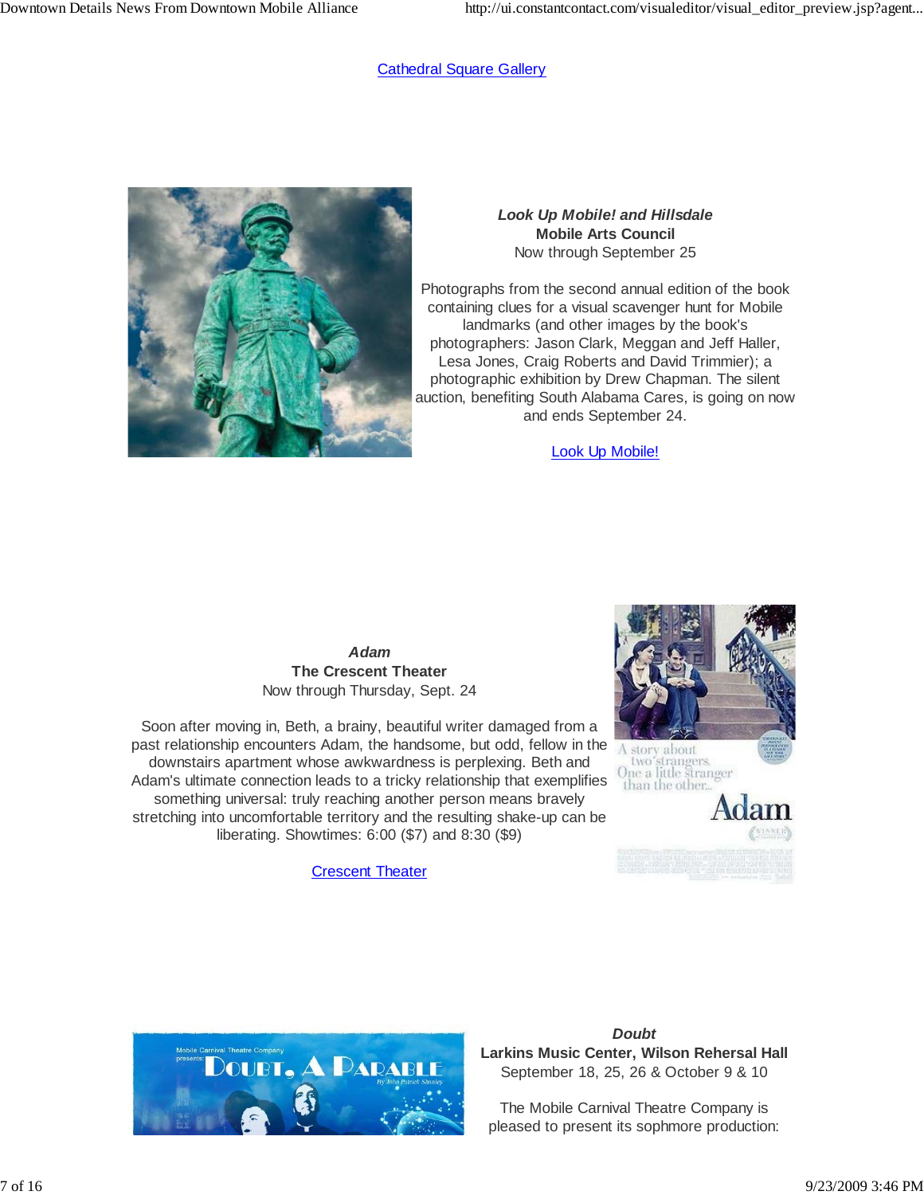[Cathedral Square Gallery](#)

***Look Up Mobile! and Hillsdale***
**Mobile Arts Council**
Now through September 25

Photographs from the second annual edition of the book containing clues for a visual scavenger hunt for Mobile landmarks (and other images by the book's photographers: Jason Clark, Meggan and Jeff Haller, Lesa Jones, Craig Roberts and David Trimmier); a photographic exhibition by Drew Chapman. The silent auction, benefiting South Alabama Cares, is going on now and ends September 24.

[Look Up Mobile!](#)

***Adam***
**The Crescent Theater**
Now through Thursday, Sept. 24

Soon after moving in, Beth, a brainy, beautiful writer damaged from a past relationship encounters Adam, the handsome, but odd, fellow in the downstairs apartment whose awkwardness is perplexing. Beth and Adam's ultimate connection leads to a tricky relationship that exemplifies something universal: truly reaching another person means bravely stretching into uncomfortable territory and the resulting shake-up can be liberating. Showtimes: 6:00 ($7) and 8:30 ($9)

[Crescent Theater](#)

***Doubt***
**Larkins Music Center, Wilson Rehersal Hall**
September 18, 25, 26 & October 9 & 10

The Mobile Carnival Theatre Company is pleased to present its sophmore production: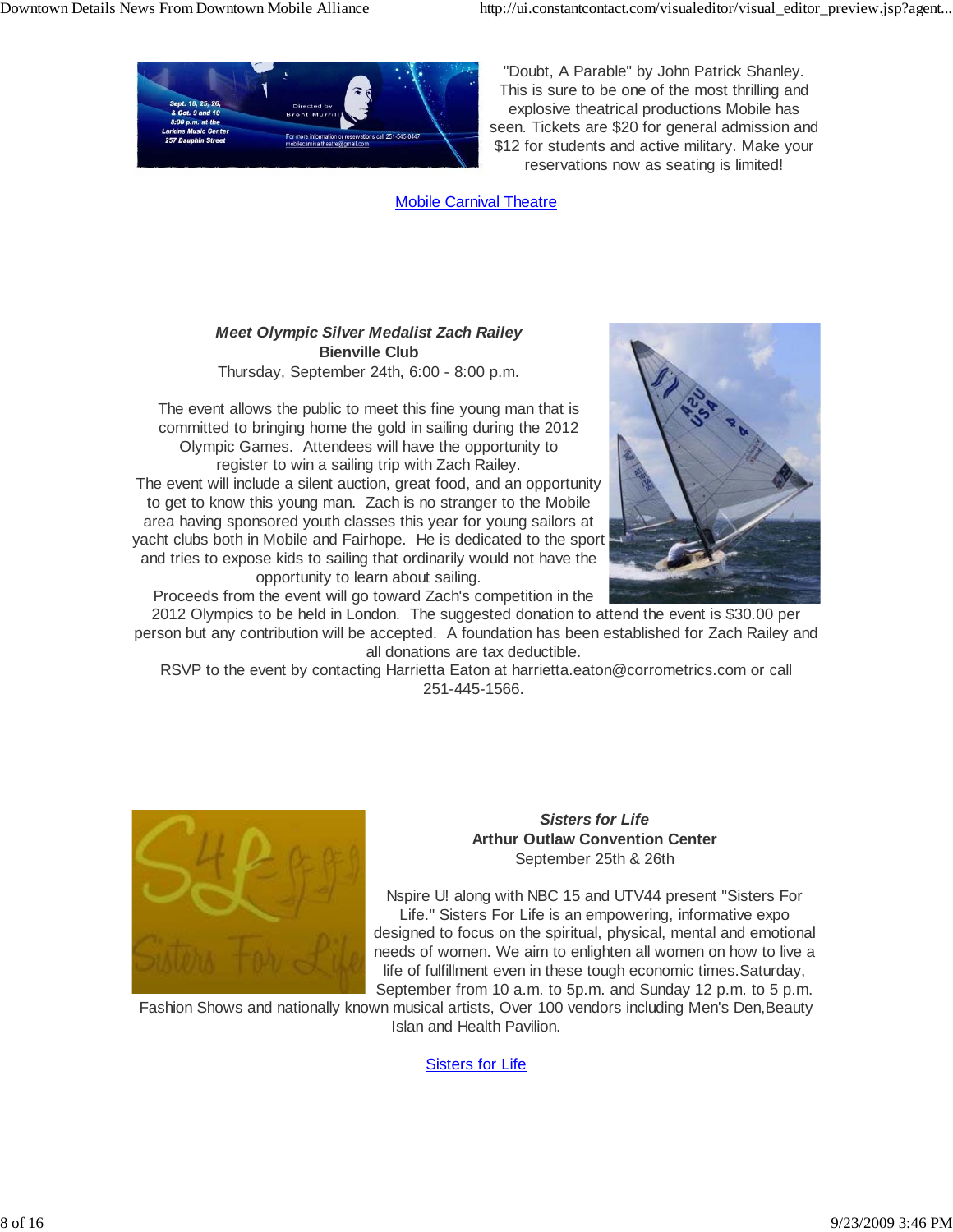"Doubt, A Parable" by John Patrick Shanley. This is sure to be one of the most thrilling and explosive theatrical productions Mobile has seen. Tickets are $20 for general admission and $12 for students and active military. Make your reservations now as seating is limited!

Mobile Carnival Theatre

***Meet Olympic Silver Medalist Zach Railey***
**Bienville Club**
Thursday, September 24th, 6:00 - 8:00 p.m.

The event allows the public to meet this fine young man that is committed to bringing home the gold in sailing during the 2012 Olympic Games.  Attendees will have the opportunity to register to win a sailing trip with Zach Railey.
The event will include a silent auction, great food, and an opportunity to get to know this young man.  Zach is no stranger to the Mobile area having sponsored youth classes this year for young sailors at yacht clubs both in Mobile and Fairhope.  He is dedicated to the sport and tries to expose kids to sailing that ordinarily would not have the opportunity to learn about sailing.
Proceeds from the event will go toward Zach's competition in the 2012 Olympics to be held in London.  The suggested donation to attend the event is $30.00 per person but any contribution will be accepted.  A foundation has been established for Zach Railey and all donations are tax deductible.
RSVP to the event by contacting Harrietta Eaton at harrietta.eaton@corrometrics.com or call 251-445-1566.

***Sisters for Life***
**Arthur Outlaw Convention Center**
September 25th & 26th

Nspire U! along with NBC 15 and UTV44 present "Sisters For Life." Sisters For Life is an empowering, informative expo designed to focus on the spiritual, physical, mental and emotional needs of women. We aim to enlighten all women on how to live a life of fulfillment even in these tough economic times.Saturday, September from 10 a.m. to 5p.m. and Sunday 12 p.m. to 5 p.m. Fashion Shows and nationally known musical artists, Over 100 vendors including Men's Den,Beauty Islan and Health Pavilion.

Sisters for Life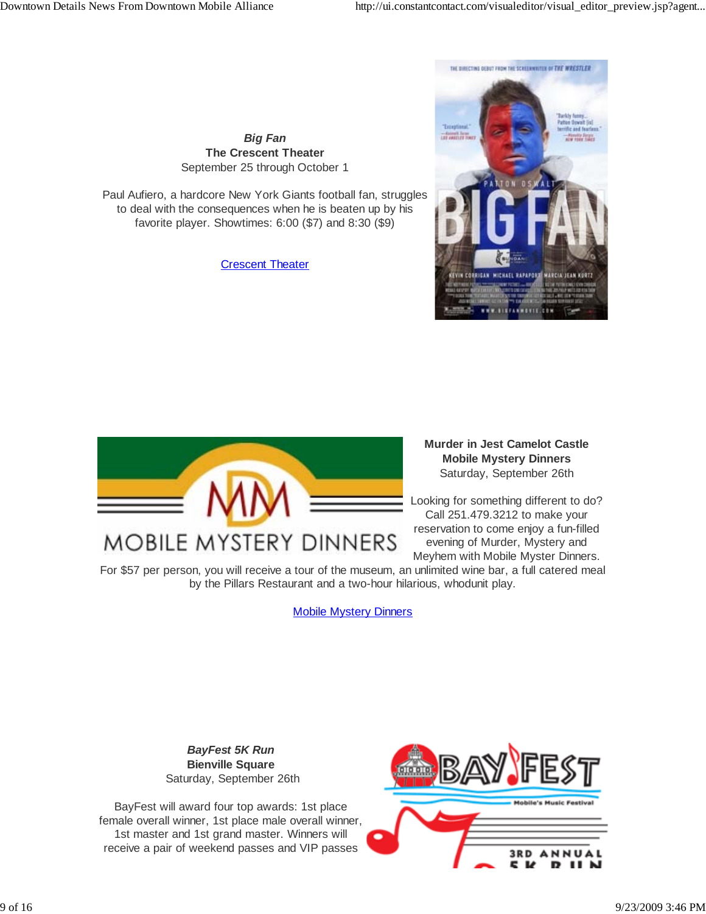***Big Fan***
**The Crescent Theater**
September 25 through October 1

Paul Aufiero, a hardcore New York Giants football fan, struggles to deal with the consequences when he is beaten up by his favorite player. Showtimes: 6:00 ($7) and 8:30 ($9)

Crescent Theater

**Murder in Jest Camelot Castle**
**Mobile Mystery Dinners**
Saturday, September 26th

Looking for something different to do? Call 251.479.3212 to make your reservation to come enjoy a fun-filled evening of Murder, Mystery and Meyhem with Mobile Myster Dinners. For $57 per person, you will receive a tour of the museum, an unlimited wine bar, a full catered meal by the Pillars Restaurant and a two-hour hilarious, whodunit play.

Mobile Mystery Dinners

***BayFest 5K Run***
**Bienville Square**
Saturday, September 26th

BayFest will award four top awards: 1st place female overall winner, 1st place male overall winner, 1st master and 1st grand master. Winners will receive a pair of weekend passes and VIP passes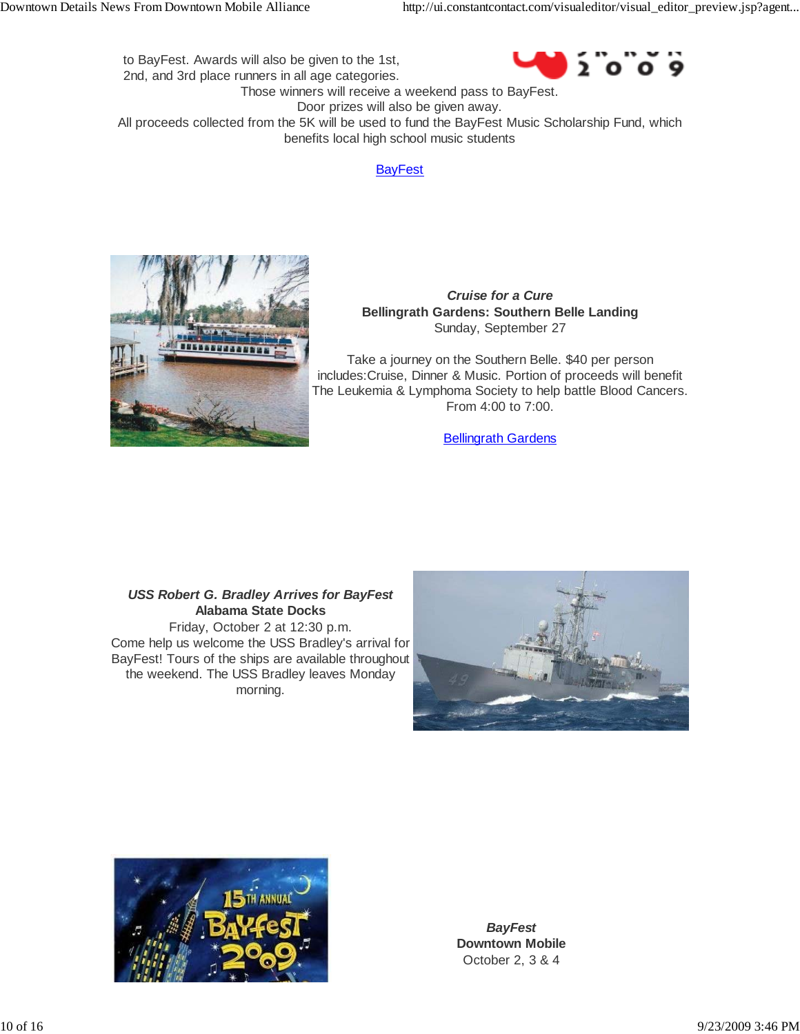to BayFest. Awards will also be given to the 1st, 2nd, and 3rd place runners in all age categories.
Those winners will receive a weekend pass to BayFest.
Door prizes will also be given away.
All proceeds collected from the 5K will be used to fund the BayFest Music Scholarship Fund, which benefits local high school music students

BayFest

***Cruise for a Cure***
**Bellingrath Gardens: Southern Belle Landing**
Sunday, September 27

Take a journey on the Southern Belle. $40 per person includes:Cruise, Dinner & Music. Portion of proceeds will benefit The Leukemia & Lymphoma Society to help battle Blood Cancers. From 4:00 to 7:00.

Bellingrath Gardens

***USS Robert G. Bradley Arrives for BayFest***
**Alabama State Docks**
Friday, October 2 at 12:30 p.m.
Come help us welcome the USS Bradley's arrival for BayFest! Tours of the ships are available throughout the weekend. The USS Bradley leaves Monday morning.

***BayFest***
**Downtown Mobile**
October 2, 3 & 4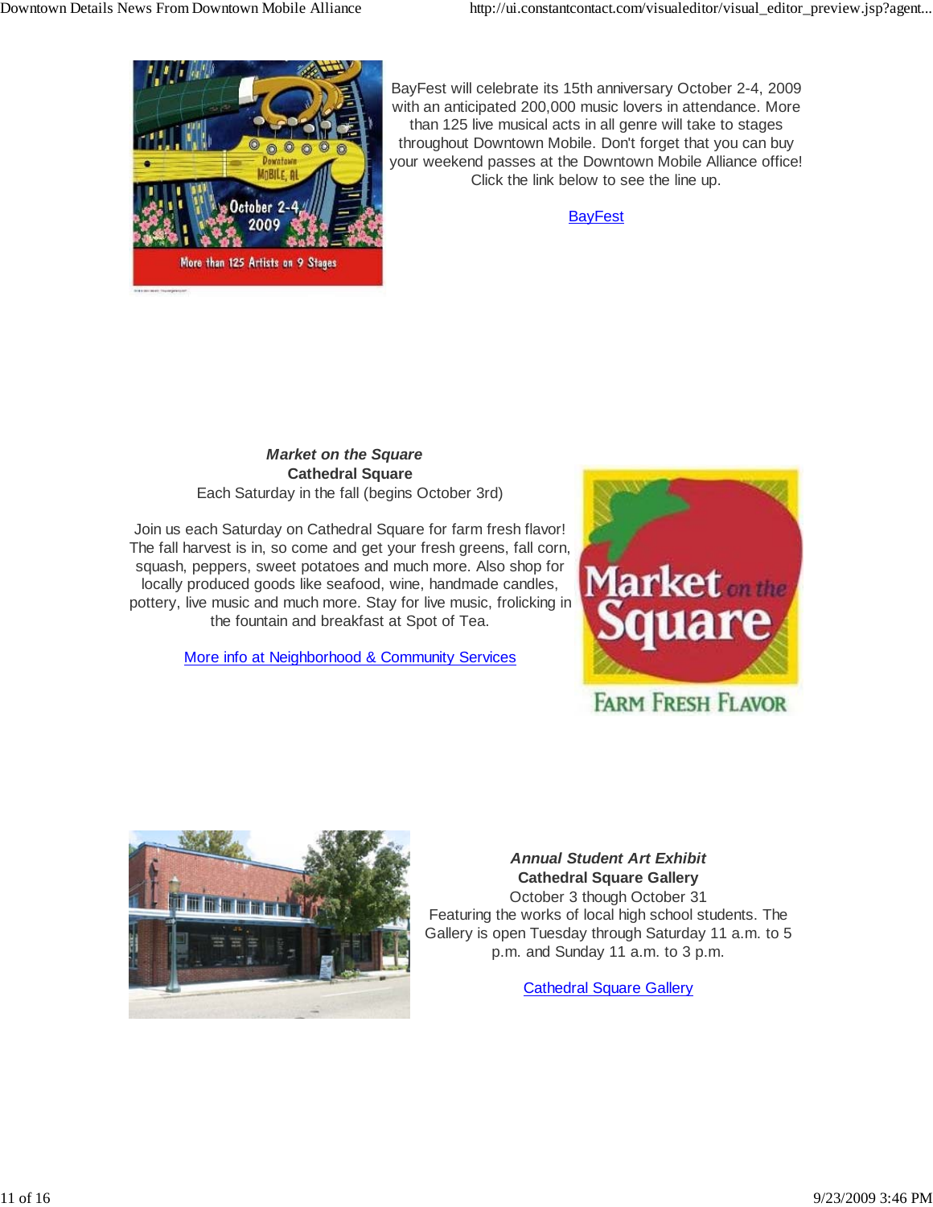BayFest will celebrate its 15th anniversary October 2-4, 2009 with an anticipated 200,000 music lovers in attendance. More than 125 live musical acts in all genre will take to stages throughout Downtown Mobile. Don't forget that you can buy your weekend passes at the Downtown Mobile Alliance office! Click the link below to see the line up.

BayFest

***Market on the Square***
**Cathedral Square**
Each Saturday in the fall (begins October 3rd)

Join us each Saturday on Cathedral Square for farm fresh flavor! The fall harvest is in, so come and get your fresh greens, fall corn, squash, peppers, sweet potatoes and much more. Also shop for locally produced goods like seafood, wine, handmade candles, pottery, live music and much more. Stay for live music, frolicking in the fountain and breakfast at Spot of Tea.

More info at Neighborhood & Community Services

***Annual Student Art Exhibit***
**Cathedral Square Gallery**
October 3 though October 31
Featuring the works of local high school students. The Gallery is open Tuesday through Saturday 11 a.m. to 5 p.m. and Sunday 11 a.m. to 3 p.m.

Cathedral Square Gallery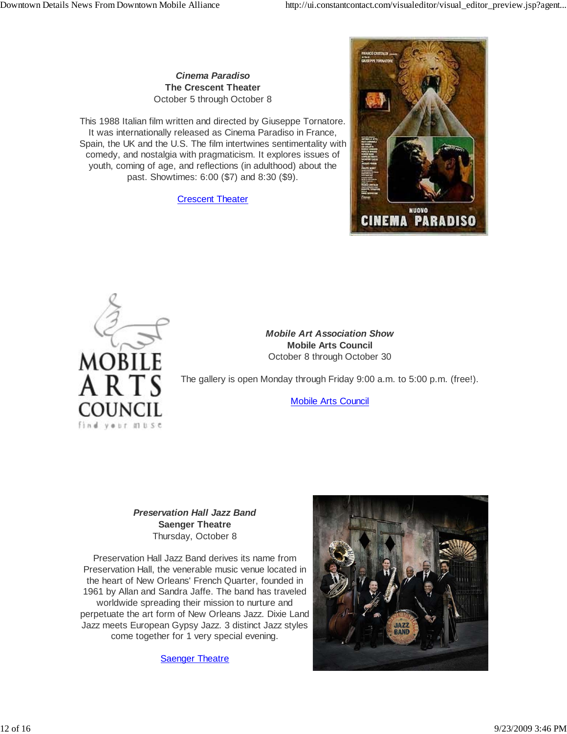***Cinema Paradiso***
**The Crescent Theater**
October 5 through October 8

This 1988 Italian film written and directed by Giuseppe Tornatore. It was internationally released as Cinema Paradiso in France, Spain, the UK and the U.S. The film intertwines sentimentality with comedy, and nostalgia with pragmaticism. It explores issues of youth, coming of age, and reflections (in adulthood) about the past. Showtimes: 6:00 ($7) and 8:30 ($9).

Crescent Theater

***Mobile Art Association Show***
**Mobile Arts Council**
October 8 through October 30

The gallery is open Monday through Friday 9:00 a.m. to 5:00 p.m. (free!).

Mobile Arts Council

***Preservation Hall Jazz Band***
**Saenger Theatre**
Thursday, October 8

Preservation Hall Jazz Band derives its name from Preservation Hall, the venerable music venue located in the heart of New Orleans' French Quarter, founded in 1961 by Allan and Sandra Jaffe. The band has traveled worldwide spreading their mission to nurture and perpetuate the art form of New Orleans Jazz. Dixie Land Jazz meets European Gypsy Jazz. 3 distinct Jazz styles come together for 1 very special evening.

Saenger Theatre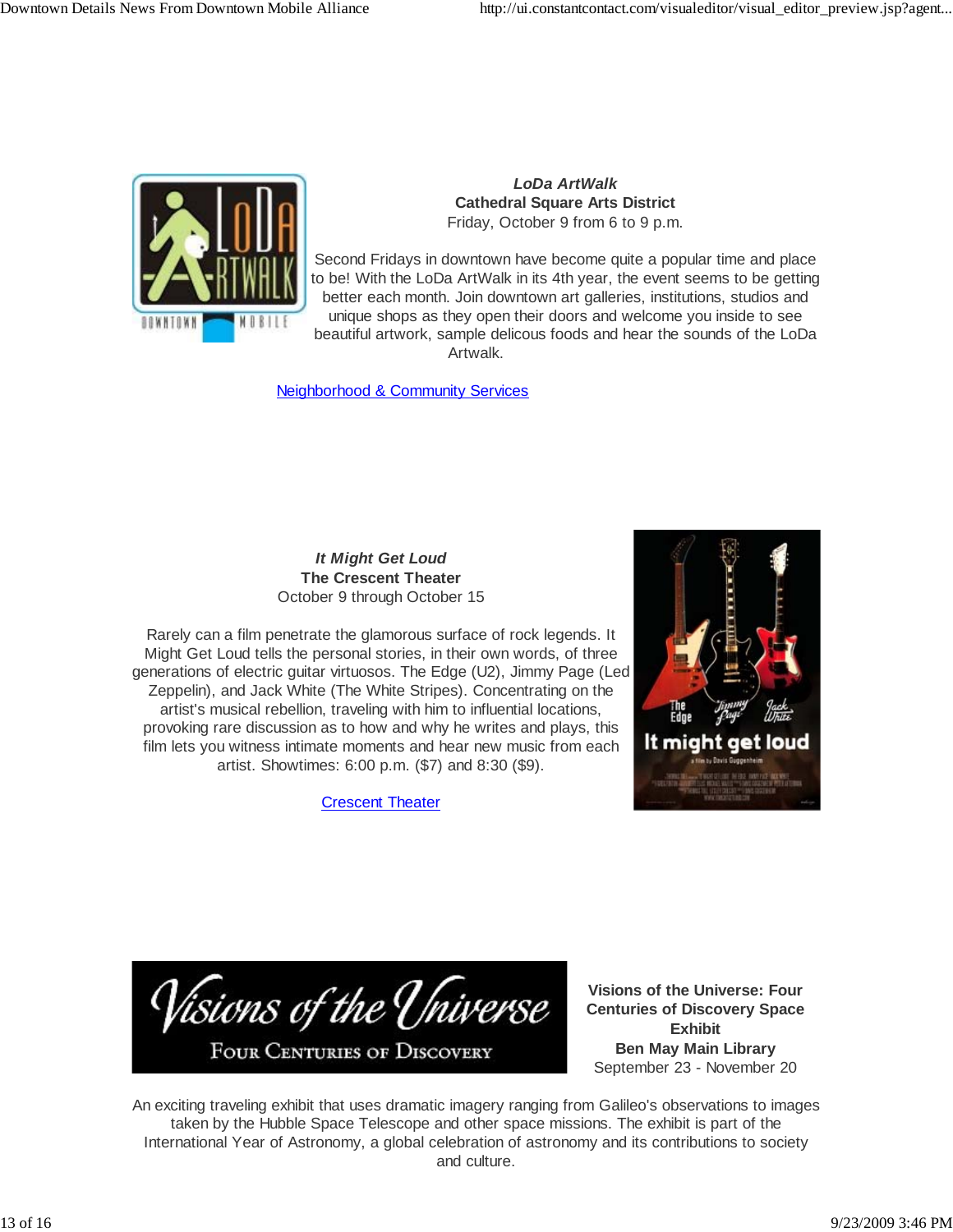***LoDa ArtWalk***
**Cathedral Square Arts District**
Friday, October 9 from 6 to 9 p.m.

Second Fridays in downtown have become quite a popular time and place to be! With the LoDa ArtWalk in its 4th year, the event seems to be getting better each month. Join downtown art galleries, institutions, studios and unique shops as they open their doors and welcome you inside to see beautiful artwork, sample delicous foods and hear the sounds of the LoDa Artwalk.

[Neighborhood & Community Services]

***It Might Get Loud***
**The Crescent Theater**
October 9 through October 15

Rarely can a film penetrate the glamorous surface of rock legends. It Might Get Loud tells the personal stories, in their own words, of three generations of electric guitar virtuosos. The Edge (U2), Jimmy Page (Led Zeppelin), and Jack White (The White Stripes). Concentrating on the artist's musical rebellion, traveling with him to influential locations, provoking rare discussion as to how and why he writes and plays, this film lets you witness intimate moments and hear new music from each artist. Showtimes: 6:00 p.m. ($7) and 8:30 ($9).

[Crescent Theater]

**Visions of the Universe: Four Centuries of Discovery Space Exhibit**
**Ben May Main Library**
September 23 - November 20

An exciting traveling exhibit that uses dramatic imagery ranging from Galileo's observations to images taken by the Hubble Space Telescope and other space missions. The exhibit is part of the International Year of Astronomy, a global celebration of astronomy and its contributions to society and culture.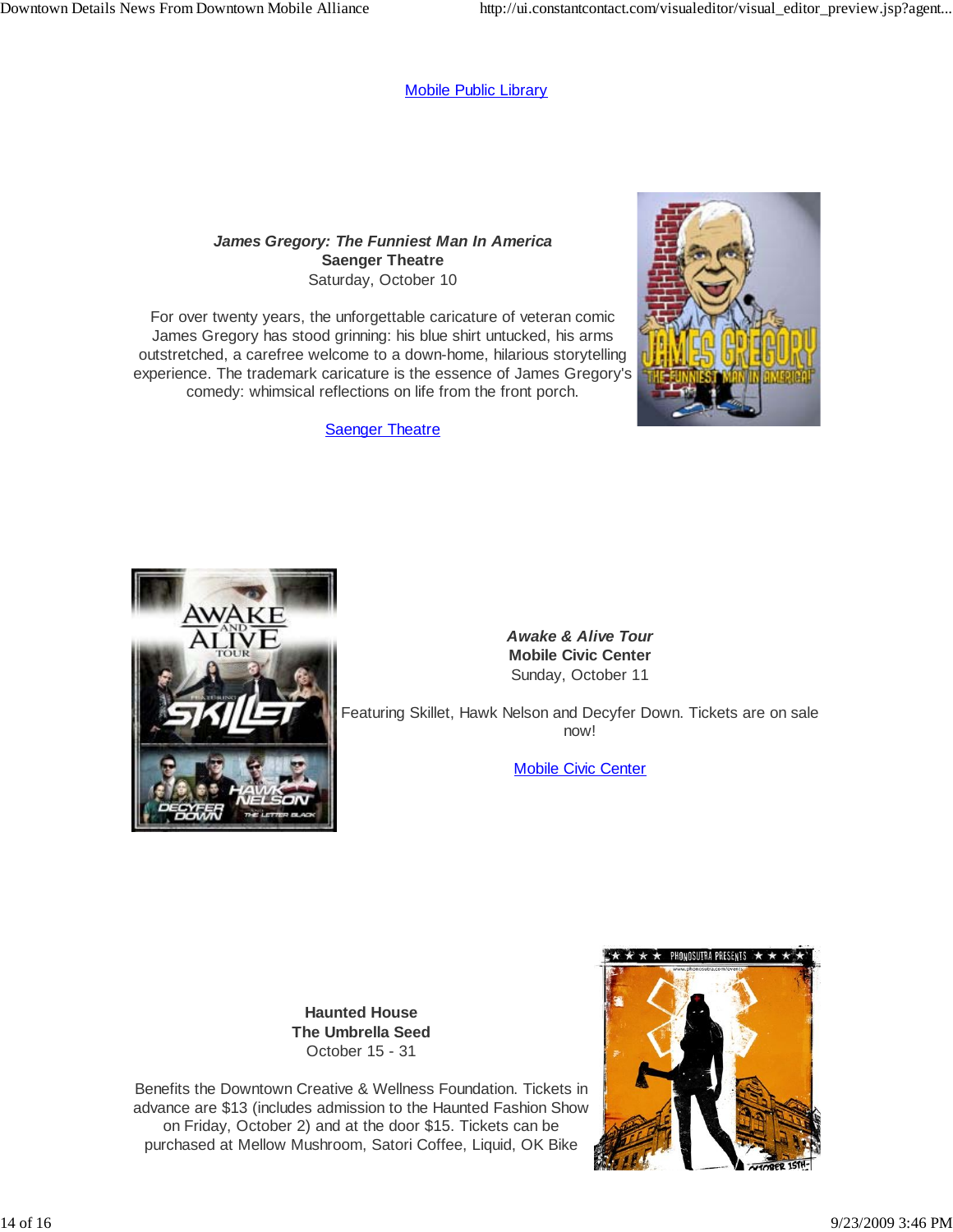Mobile Public Library

***James Gregory: The Funniest Man In America***
**Saenger Theatre**
Saturday, October 10

For over twenty years, the unforgettable caricature of veteran comic James Gregory has stood grinning: his blue shirt untucked, his arms outstretched, a carefree welcome to a down-home, hilarious storytelling experience. The trademark caricature is the essence of James Gregory's comedy: whimsical reflections on life from the front porch.

Saenger Theatre

***Awake & Alive Tour***
**Mobile Civic Center**
Sunday, October 11

Featuring Skillet, Hawk Nelson and Decyfer Down. Tickets are on sale now!

Mobile Civic Center

**Haunted House**
**The Umbrella Seed**
October 15 - 31

Benefits the Downtown Creative & Wellness Foundation. Tickets in advance are $13 (includes admission to the Haunted Fashion Show on Friday, October 2) and at the door $15. Tickets can be purchased at Mellow Mushroom, Satori Coffee, Liquid, OK Bike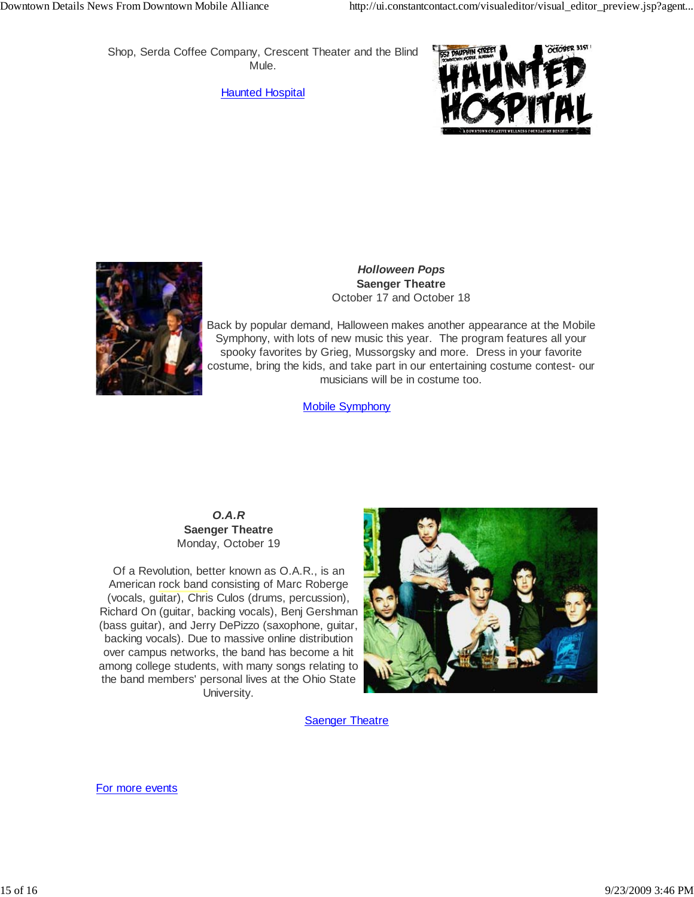Shop, Serda Coffee Company, Crescent Theater and the Blind Mule.

Haunted Hospital

***Holloween Pops***
**Saenger Theatre**
October 17 and October 18

Back by popular demand, Halloween makes another appearance at the Mobile Symphony, with lots of new music this year. The program features all your spooky favorites by Grieg, Mussorgsky and more. Dress in your favorite costume, bring the kids, and take part in our entertaining costume contest- our musicians will be in costume too.

Mobile Symphony

***O.A.R***
**Saenger Theatre**
Monday, October 19

Of a Revolution, better known as O.A.R., is an American rock band consisting of Marc Roberge (vocals, guitar), Chris Culos (drums, percussion), Richard On (guitar, backing vocals), Benj Gershman (bass guitar), and Jerry DePizzo (saxophone, guitar, backing vocals). Due to massive online distribution over campus networks, the band has become a hit among college students, with many songs relating to the band members' personal lives at the Ohio State University.

Saenger Theatre

For more events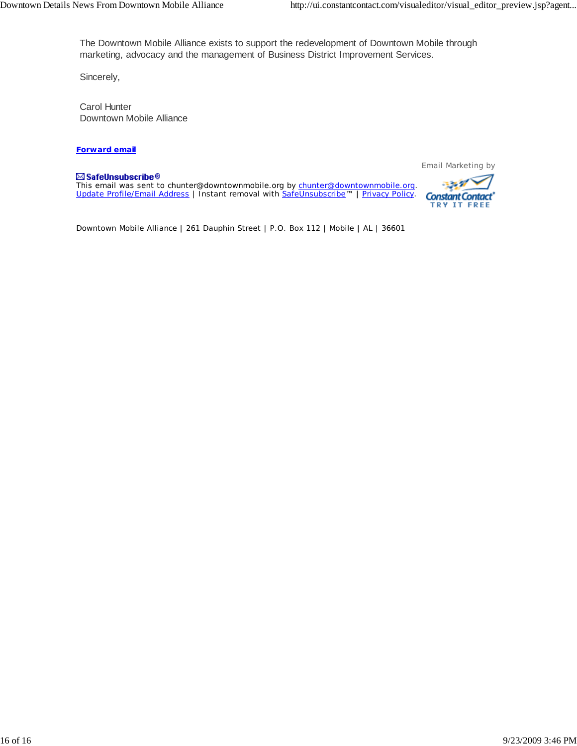The Downtown Mobile Alliance exists to support the redevelopment of Downtown Mobile through marketing, advocacy and the management of Business District Improvement Services.

Sincerely,

Carol Hunter
Downtown Mobile Alliance

**Forward email**

Email Marketing by

**SafeUnsubscribe®**
This email was sent to chunter@downtownmobile.org by chunter@downtownmobile.org.
Update Profile/Email Address | Instant removal with SafeUnsubscribe™ | Privacy Policy.

Constant Contact
TRY IT FREE

Downtown Mobile Alliance | 261 Dauphin Street | P.O. Box 112 | Mobile | AL | 36601